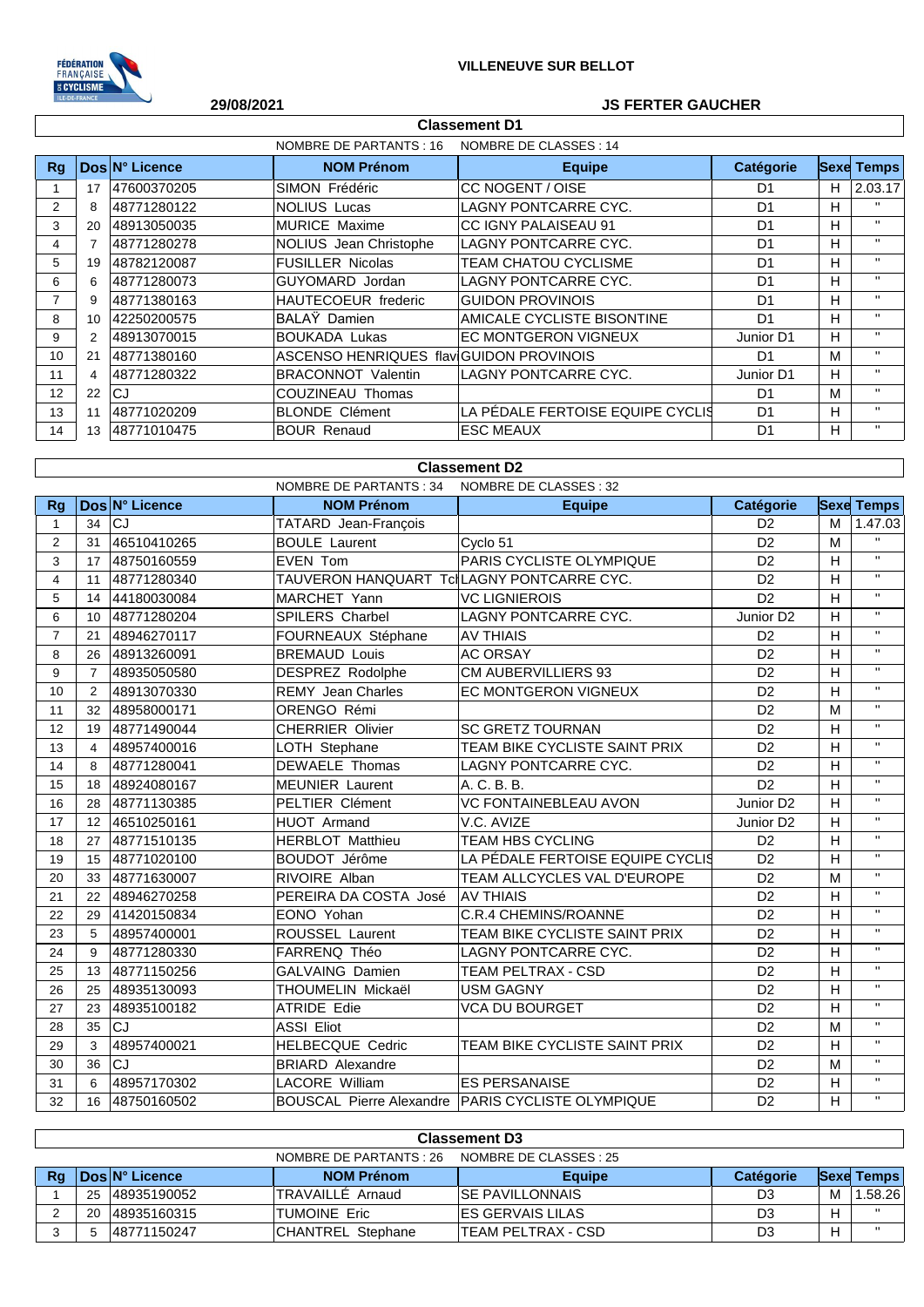VILLENEUVE SUR BELLOT

29/08/2021

JS FERTER GAUCHER

## Classement D1

NOMBRE DE PARTANTS : 16    NOMBRE DE CLASSES : 14

| Rg | Dos | N° Licence | NOM Prénom | Equipe | Catégorie | Sexe | Temps |
|---|---|---|---|---|---|---|---|
| 1 | 17 | 47600370205 | SIMON Frédéric | CC NOGENT / OISE | D1 | H | 2.03.17 |
| 2 | 8 | 48771280122 | NOLIUS Lucas | LAGNY PONTCARRE CYC. | D1 | H | " |
| 3 | 20 | 48913050035 | MURICE Maxime | CC IGNY PALAISEAU 91 | D1 | H | " |
| 4 | 7 | 48771280278 | NOLIUS Jean Christophe | LAGNY PONTCARRE CYC. | D1 | H | " |
| 5 | 19 | 48782120087 | FUSILLER Nicolas | TEAM CHATOU CYCLISME | D1 | H | " |
| 6 | 6 | 48771280073 | GUYOMARD Jordan | LAGNY PONTCARRE CYC. | D1 | H | " |
| 7 | 9 | 48771380163 | HAUTECOEUR frederic | GUIDON PROVINOIS | D1 | H | " |
| 8 | 10 | 42250200575 | BALAŸ Damien | AMICALE CYCLISTE BISONTINE | D1 | H | " |
| 9 | 2 | 48913070015 | BOUKADA Lukas | EC MONTGERON VIGNEUX | Junior D1 | H | " |
| 10 | 21 | 48771380160 | ASCENSO HENRIQUES flav | GUIDON PROVINOIS | D1 | M | " |
| 11 | 4 | 48771280322 | BRACONNOT Valentin | LAGNY PONTCARRE CYC. | Junior D1 | H | " |
| 12 | 22 | CJ | COUZINEAU Thomas | | D1 | M | " |
| 13 | 11 | 48771020209 | BLONDE Clément | LA PÉDALE FERTOISE EQUIPE CYCLIS | D1 | H | " |
| 14 | 13 | 48771010475 | BOUR Renaud | ESC MEAUX | D1 | H | " |

## Classement D2

NOMBRE DE PARTANTS : 34    NOMBRE DE CLASSES : 32

| Rg | Dos | N° Licence | NOM Prénom | Equipe | Catégorie | Sexe | Temps |
|---|---|---|---|---|---|---|---|
| 1 | 34 | CJ | TATARD Jean-François | | D2 | M | 1.47.03 |
| 2 | 31 | 46510410265 | BOULE Laurent | Cyclo 51 | D2 | M | " |
| 3 | 17 | 48750160559 | EVEN Tom | PARIS CYCLISTE OLYMPIQUE | D2 | H | " |
| 4 | 11 | 48771280340 | TAUVERON HANQUART Tch | LAGNY PONTCARRE CYC. | D2 | H | " |
| 5 | 14 | 44180030084 | MARCHET Yann | VC LIGNIEROIS | D2 | H | " |
| 6 | 10 | 48771280204 | SPILERS Charbel | LAGNY PONTCARRE CYC. | Junior D2 | H | " |
| 7 | 21 | 48946270117 | FOURNEAUX Stéphane | AV THIAIS | D2 | H | " |
| 8 | 26 | 48913260091 | BREMAUD Louis | AC ORSAY | D2 | H | " |
| 9 | 7 | 48935050580 | DESPREZ Rodolphe | CM AUBERVILLIERS 93 | D2 | H | " |
| 10 | 2 | 48913070330 | REMY Jean Charles | EC MONTGERON VIGNEUX | D2 | H | " |
| 11 | 32 | 48958000171 | ORENGO Rémi | | D2 | M | " |
| 12 | 19 | 48771490044 | CHERRIER Olivier | SC GRETZ TOURNAN | D2 | H | " |
| 13 | 4 | 48957400016 | LOTH Stephane | TEAM BIKE CYCLISTE SAINT PRIX | D2 | H | " |
| 14 | 8 | 48771280041 | DEWAELE Thomas | LAGNY PONTCARRE CYC. | D2 | H | " |
| 15 | 18 | 48924080167 | MEUNIER Laurent | A. C. B. B. | D2 | H | " |
| 16 | 28 | 48771130385 | PELTIER Clément | VC FONTAINEBLEAU AVON | Junior D2 | H | " |
| 17 | 12 | 46510250161 | HUOT Armand | V.C. AVIZE | Junior D2 | H | " |
| 18 | 27 | 48771510135 | HERBLOT Matthieu | TEAM HBS CYCLING | D2 | H | " |
| 19 | 15 | 48771020100 | BOUDOT Jérôme | LA PÉDALE FERTOISE EQUIPE CYCLIS | D2 | H | " |
| 20 | 33 | 48771630007 | RIVOIRE Alban | TEAM ALLCYCLES VAL D'EUROPE | D2 | M | " |
| 21 | 22 | 48946270258 | PEREIRA DA COSTA José | AV THIAIS | D2 | H | " |
| 22 | 29 | 41420150834 | EONO Yohan | C.R.4 CHEMINS/ROANNE | D2 | H | " |
| 23 | 5 | 48957400001 | ROUSSEL Laurent | TEAM BIKE CYCLISTE SAINT PRIX | D2 | H | " |
| 24 | 9 | 48771280330 | FARRENQ Théo | LAGNY PONTCARRE CYC. | D2 | H | " |
| 25 | 13 | 48771150256 | GALVAING Damien | TEAM PELTRAX - CSD | D2 | H | " |
| 26 | 25 | 48935130093 | THOUMELIN Mickaël | USM GAGNY | D2 | H | " |
| 27 | 23 | 48935100182 | ATRIDE Edie | VCA DU BOURGET | D2 | H | " |
| 28 | 35 | CJ | ASSI Eliot | | D2 | M | " |
| 29 | 3 | 48957400021 | HELBECQUE Cedric | TEAM BIKE CYCLISTE SAINT PRIX | D2 | H | " |
| 30 | 36 | CJ | BRIARD Alexandre | | D2 | M | " |
| 31 | 6 | 48957170302 | LACORE William | ES PERSANAISE | D2 | H | " |
| 32 | 16 | 48750160502 | BOUSCAL Pierre Alexandre | PARIS CYCLISTE OLYMPIQUE | D2 | H | " |

## Classement D3

NOMBRE DE PARTANTS : 26    NOMBRE DE CLASSES : 25

| Rg | Dos | N° Licence | NOM Prénom | Equipe | Catégorie | Sexe | Temps |
|---|---|---|---|---|---|---|---|
| 1 | 25 | 48935190052 | TRAVAILLÉ Arnaud | SE PAVILLONNAIS | D3 | M | 1.58.26 |
| 2 | 20 | 48935160315 | TUMOINE Eric | ES GERVAIS LILAS | D3 | H | " |
| 3 | 5 | 48771150247 | CHANTREL Stephane | TEAM PELTRAX - CSD | D3 | H | " |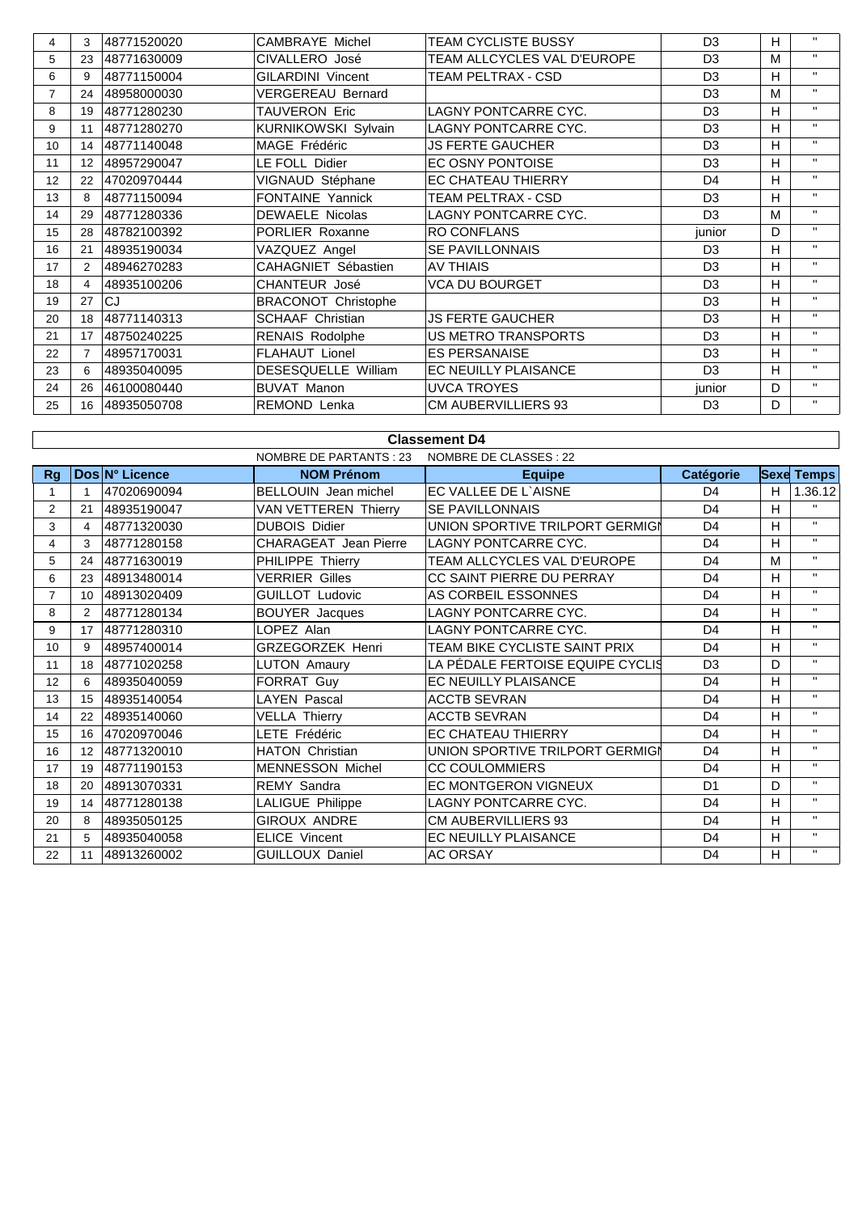| | | | | | | | |
|---|---|---|---|---|---|---|---|
| 4 | 3 | 48771520020 | CAMBRAYE Michel | TEAM CYCLISTE BUSSY | D3 | H | " |
| 5 | 23 | 48771630009 | CIVALLERO José | TEAM ALLCYCLES VAL D'EUROPE | D3 | M | " |
| 6 | 9 | 48771150004 | GILARDINI Vincent | TEAM PELTRAX - CSD | D3 | H | " |
| 7 | 24 | 48958000030 | VERGEREAU Bernard | | D3 | M | " |
| 8 | 19 | 48771280230 | TAUVERON Eric | LAGNY PONTCARRE CYC. | D3 | H | " |
| 9 | 11 | 48771280270 | KURNIKOWSKI Sylvain | LAGNY PONTCARRE CYC. | D3 | H | " |
| 10 | 14 | 48771140048 | MAGE Frédéric | JS FERTE GAUCHER | D3 | H | " |
| 11 | 12 | 48957290047 | LE FOLL Didier | EC OSNY PONTOISE | D3 | H | " |
| 12 | 22 | 47020970444 | VIGNAUD Stéphane | EC CHATEAU THIERRY | D4 | H | " |
| 13 | 8 | 48771150094 | FONTAINE Yannick | TEAM PELTRAX - CSD | D3 | H | " |
| 14 | 29 | 48771280336 | DEWAELE Nicolas | LAGNY PONTCARRE CYC. | D3 | M | " |
| 15 | 28 | 48782100392 | PORLIER Roxanne | RO CONFLANS | junior | D | " |
| 16 | 21 | 48935190034 | VAZQUEZ Angel | SE PAVILLONNAIS | D3 | H | " |
| 17 | 2 | 48946270283 | CAHAGNIET Sébastien | AV THIAIS | D3 | H | " |
| 18 | 4 | 48935100206 | CHANTEUR José | VCA DU BOURGET | D3 | H | " |
| 19 | 27 | CJ | BRACONOT Christophe | | D3 | H | " |
| 20 | 18 | 48771140313 | SCHAAF Christian | JS FERTE GAUCHER | D3 | H | " |
| 21 | 17 | 48750240225 | RENAIS Rodolphe | US METRO TRANSPORTS | D3 | H | " |
| 22 | 7 | 48957170031 | FLAHAUT Lionel | ES PERSANAISE | D3 | H | " |
| 23 | 6 | 48935040095 | DESESQUELLE William | EC NEUILLY PLAISANCE | D3 | H | " |
| 24 | 26 | 46100080440 | BUVAT Manon | UVCA TROYES | junior | D | " |
| 25 | 16 | 48935050708 | REMOND Lenka | CM AUBERVILLIERS 93 | D3 | D | " |

## Classement D4

NOMBRE DE PARTANTS : 23 NOMBRE DE CLASSES : 22

| Rg | Dos | N° Licence | NOM Prénom | Equipe | Catégorie | Sexe | Temps |
|---|---|---|---|---|---|---|---|
| 1 | 1 | 47020690094 | BELLOUIN Jean michel | EC VALLEE DE L`AISNE | D4 | H | 1.36.12 |
| 2 | 21 | 48935190047 | VAN VETTEREN Thierry | SE PAVILLONNAIS | D4 | H | " |
| 3 | 4 | 48771320030 | DUBOIS Didier | UNION SPORTIVE TRILPORT GERMIGN | D4 | H | " |
| 4 | 3 | 48771280158 | CHARAGEAT Jean Pierre | LAGNY PONTCARRE CYC. | D4 | H | " |
| 5 | 24 | 48771630019 | PHILIPPE Thierry | TEAM ALLCYCLES VAL D'EUROPE | D4 | M | " |
| 6 | 23 | 48913480014 | VERRIER Gilles | CC SAINT PIERRE DU PERRAY | D4 | H | " |
| 7 | 10 | 48913020409 | GUILLOT Ludovic | AS CORBEIL ESSONNES | D4 | H | " |
| 8 | 2 | 48771280134 | BOUYER Jacques | LAGNY PONTCARRE CYC. | D4 | H | " |
| 9 | 17 | 48771280310 | LOPEZ Alan | LAGNY PONTCARRE CYC. | D4 | H | " |
| 10 | 9 | 48957400014 | GRZEGORZEK Henri | TEAM BIKE CYCLISTE SAINT PRIX | D4 | H | " |
| 11 | 18 | 48771020258 | LUTON Amaury | LA PÉDALE FERTOISE EQUIPE CYCLIS | D3 | D | " |
| 12 | 6 | 48935040059 | FORRAT Guy | EC NEUILLY PLAISANCE | D4 | H | " |
| 13 | 15 | 48935140054 | LAYEN Pascal | ACCTB SEVRAN | D4 | H | " |
| 14 | 22 | 48935140060 | VELLA Thierry | ACCTB SEVRAN | D4 | H | " |
| 15 | 16 | 47020970046 | LETE Frédéric | EC CHATEAU THIERRY | D4 | H | " |
| 16 | 12 | 48771320010 | HATON Christian | UNION SPORTIVE TRILPORT GERMIGN | D4 | H | " |
| 17 | 19 | 48771190153 | MENNESSON Michel | CC COULOMMIERS | D4 | H | " |
| 18 | 20 | 48913070331 | REMY Sandra | EC MONTGERON VIGNEUX | D1 | D | " |
| 19 | 14 | 48771280138 | LALIGUE Philippe | LAGNY PONTCARRE CYC. | D4 | H | " |
| 20 | 8 | 48935050125 | GIROUX ANDRE | CM AUBERVILLIERS 93 | D4 | H | " |
| 21 | 5 | 48935040058 | ELICE Vincent | EC NEUILLY PLAISANCE | D4 | H | " |
| 22 | 11 | 48913260002 | GUILLOUX Daniel | AC ORSAY | D4 | H | " |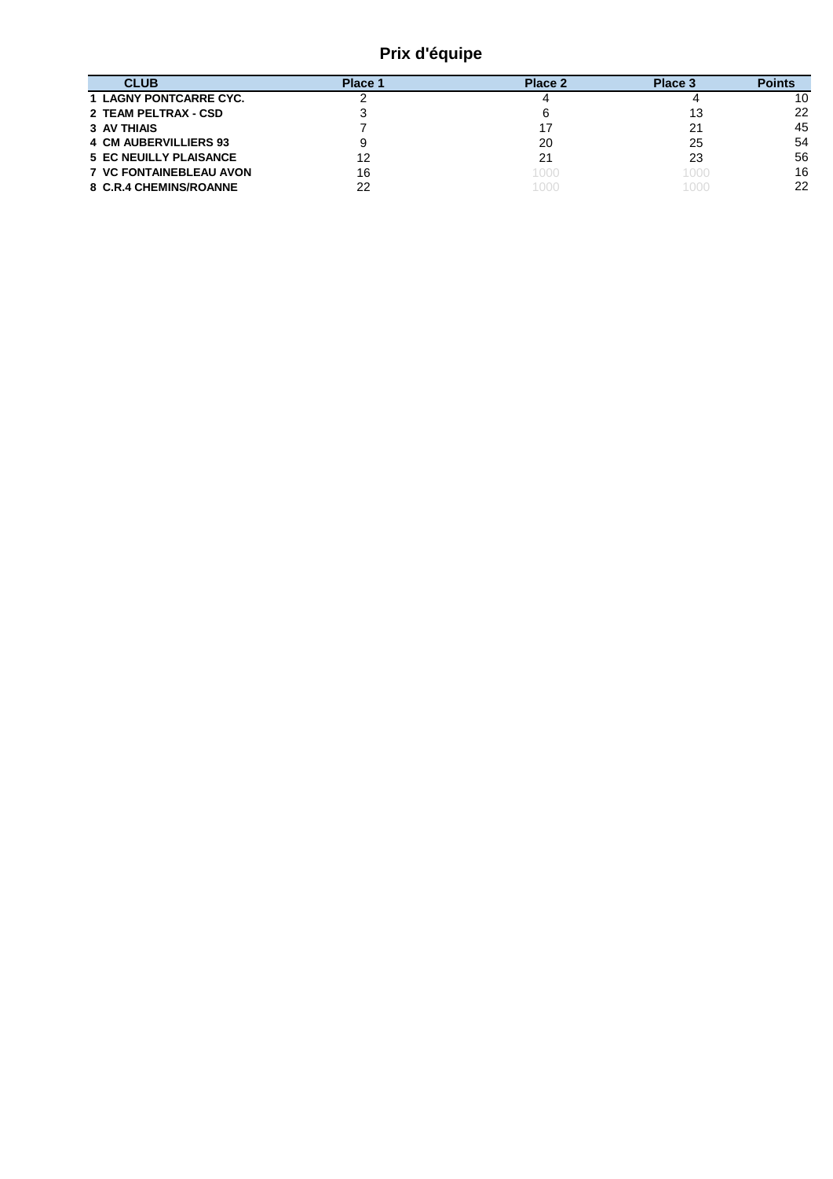# Prix d'équipe

| CLUB | Place 1 | Place 2 | Place 3 | Points |
|---|---|---|---|---|
| 1 LAGNY PONTCARRE CYC. | 2 | 4 | 4 | 10 |
| 2 TEAM PELTRAX - CSD | 3 | 6 | 13 | 22 |
| 3 AV THIAIS | 7 | 17 | 21 | 45 |
| 4 CM AUBERVILLIERS 93 | 9 | 20 | 25 | 54 |
| 5 EC NEUILLY PLAISANCE | 12 | 21 | 23 | 56 |
| 7 VC FONTAINEBLEAU AVON | 16 | 1000 | 1000 | 16 |
| 8 C.R.4 CHEMINS/ROANNE | 22 | 1000 | 1000 | 22 |